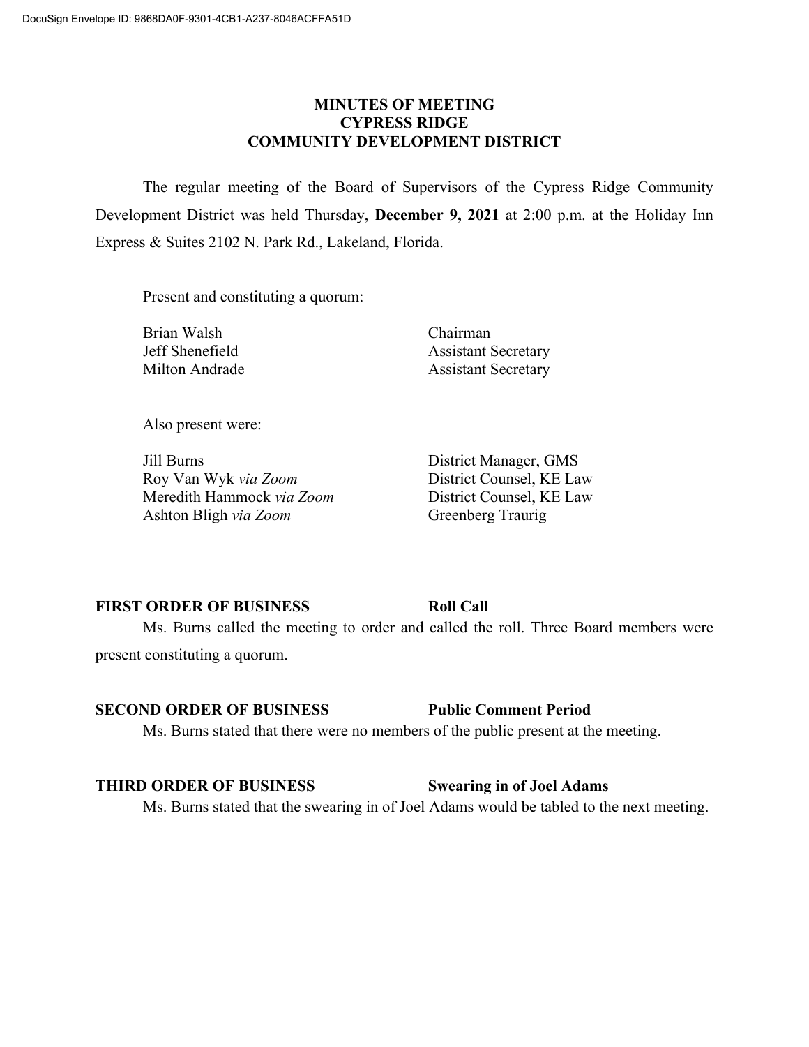# MINUTES OF MEETING
# CYPRESS RIDGE
# COMMUNITY DEVELOPMENT DISTRICT

The regular meeting of the Board of Supervisors of the Cypress Ridge Community Development District was held Thursday, **December 9, 2021** at 2:00 p.m. at the Holiday Inn Express & Suites 2102 N. Park Rd., Lakeland, Florida.

Present and constituting a quorum:

| | |
|---|---|
| Brian Walsh | Chairman |
| Jeff Shenefield | Assistant Secretary |
| Milton Andrade | Assistant Secretary |

Also present were:

| | |
|---|---|
| Jill Burns | District Manager, GMS |
| Roy Van Wyk *via Zoom* | District Counsel, KE Law |
| Meredith Hammock *via Zoom* | District Counsel, KE Law |
| Ashton Bligh *via Zoom* | Greenberg Traurig |

**FIRST ORDER OF BUSINESS** **Roll Call**

Ms. Burns called the meeting to order and called the roll. Three Board members were present constituting a quorum.

**SECOND ORDER OF BUSINESS** **Public Comment Period**

Ms. Burns stated that there were no members of the public present at the meeting.

**THIRD ORDER OF BUSINESS** **Swearing in of Joel Adams**

Ms. Burns stated that the swearing in of Joel Adams would be tabled to the next meeting.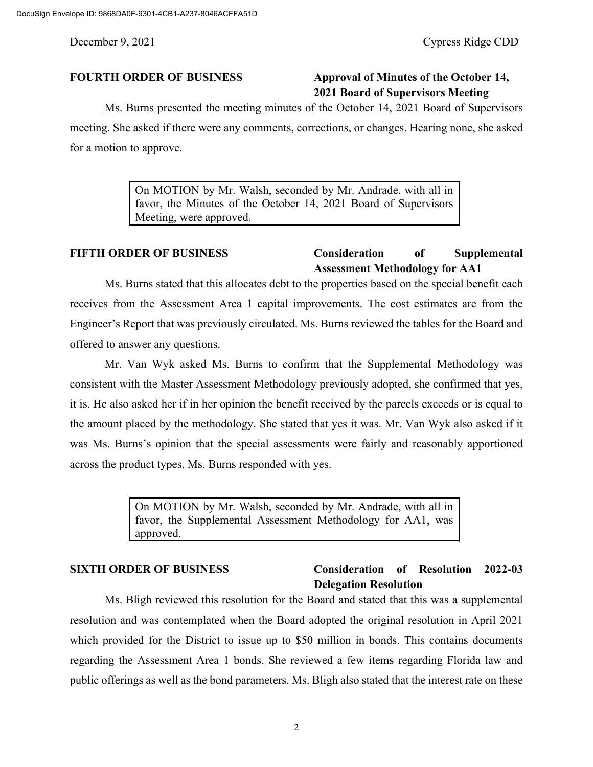**FOURTH ORDER OF BUSINESS** **Approval of Minutes of the October 14, 2021 Board of Supervisors Meeting**

Ms. Burns presented the meeting minutes of the October 14, 2021 Board of Supervisors meeting. She asked if there were any comments, corrections, or changes. Hearing none, she asked for a motion to approve.

> On MOTION by Mr. Walsh, seconded by Mr. Andrade, with all in favor, the Minutes of the October 14, 2021 Board of Supervisors Meeting, were approved.

**FIFTH ORDER OF BUSINESS** **Consideration of Supplemental Assessment Methodology for AA1**

Ms. Burns stated that this allocates debt to the properties based on the special benefit each receives from the Assessment Area 1 capital improvements. The cost estimates are from the Engineer's Report that was previously circulated. Ms. Burns reviewed the tables for the Board and offered to answer any questions.

Mr. Van Wyk asked Ms. Burns to confirm that the Supplemental Methodology was consistent with the Master Assessment Methodology previously adopted, she confirmed that yes, it is. He also asked her if in her opinion the benefit received by the parcels exceeds or is equal to the amount placed by the methodology. She stated that yes it was. Mr. Van Wyk also asked if it was Ms. Burns's opinion that the special assessments were fairly and reasonably apportioned across the product types. Ms. Burns responded with yes.

> On MOTION by Mr. Walsh, seconded by Mr. Andrade, with all in favor, the Supplemental Assessment Methodology for AA1, was approved.

**SIXTH ORDER OF BUSINESS** **Consideration of Resolution 2022-03 Delegation Resolution**

Ms. Bligh reviewed this resolution for the Board and stated that this was a supplemental resolution and was contemplated when the Board adopted the original resolution in April 2021 which provided for the District to issue up to $50 million in bonds. This contains documents regarding the Assessment Area 1 bonds. She reviewed a few items regarding Florida law and public offerings as well as the bond parameters. Ms. Bligh also stated that the interest rate on these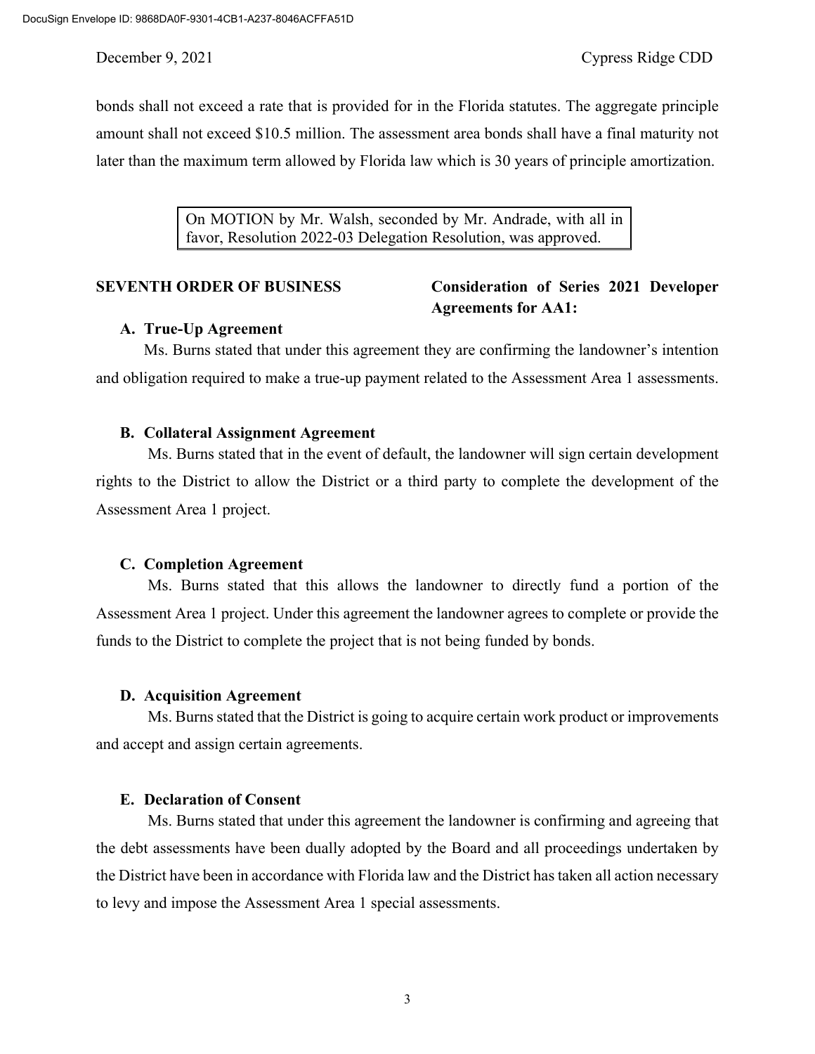bonds shall not exceed a rate that is provided for in the Florida statutes. The aggregate principle amount shall not exceed $10.5 million. The assessment area bonds shall have a final maturity not later than the maximum term allowed by Florida law which is 30 years of principle amortization.

> On MOTION by Mr. Walsh, seconded by Mr. Andrade, with all in favor, Resolution 2022-03 Delegation Resolution, was approved.

**SEVENTH ORDER OF BUSINESS** **Consideration of Series 2021 Developer Agreements for AA1:**

**A. True-Up Agreement**

Ms. Burns stated that under this agreement they are confirming the landowner's intention and obligation required to make a true-up payment related to the Assessment Area 1 assessments.

**B. Collateral Assignment Agreement**

Ms. Burns stated that in the event of default, the landowner will sign certain development rights to the District to allow the District or a third party to complete the development of the Assessment Area 1 project.

**C. Completion Agreement**

Ms. Burns stated that this allows the landowner to directly fund a portion of the Assessment Area 1 project. Under this agreement the landowner agrees to complete or provide the funds to the District to complete the project that is not being funded by bonds.

**D. Acquisition Agreement**

Ms. Burns stated that the District is going to acquire certain work product or improvements and accept and assign certain agreements.

**E. Declaration of Consent**

Ms. Burns stated that under this agreement the landowner is confirming and agreeing that the debt assessments have been dually adopted by the Board and all proceedings undertaken by the District have been in accordance with Florida law and the District has taken all action necessary to levy and impose the Assessment Area 1 special assessments.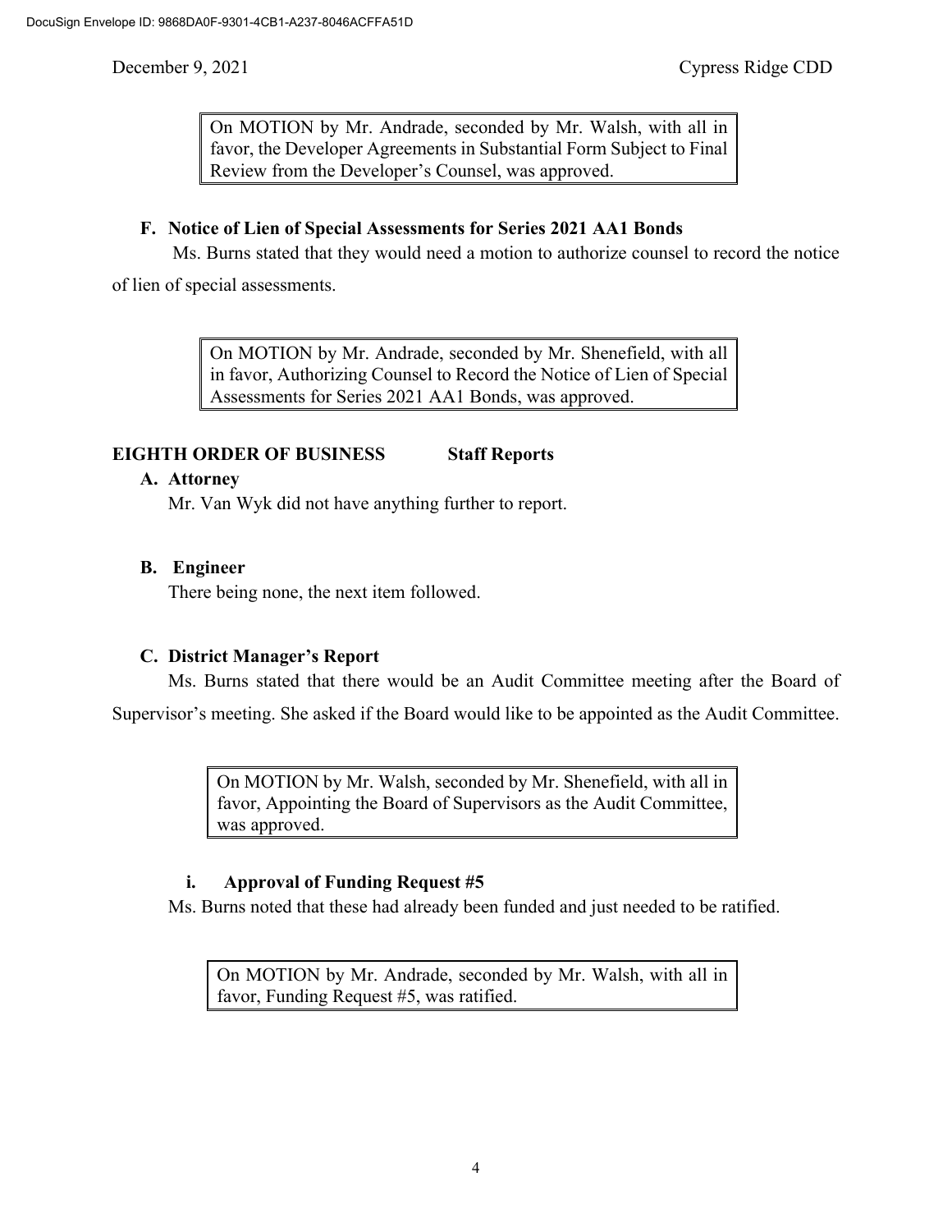On MOTION by Mr. Andrade, seconded by Mr. Walsh, with all in favor, the Developer Agreements in Substantial Form Subject to Final Review from the Developer's Counsel, was approved.

**F. Notice of Lien of Special Assessments for Series 2021 AA1 Bonds**

Ms. Burns stated that they would need a motion to authorize counsel to record the notice of lien of special assessments.

On MOTION by Mr. Andrade, seconded by Mr. Shenefield, with all in favor, Authorizing Counsel to Record the Notice of Lien of Special Assessments for Series 2021 AA1 Bonds, was approved.

**EIGHTH ORDER OF BUSINESS Staff Reports**

**A. Attorney**

Mr. Van Wyk did not have anything further to report.

**B. Engineer**

There being none, the next item followed.

**C. District Manager's Report**

Ms. Burns stated that there would be an Audit Committee meeting after the Board of Supervisor's meeting. She asked if the Board would like to be appointed as the Audit Committee.

On MOTION by Mr. Walsh, seconded by Mr. Shenefield, with all in favor, Appointing the Board of Supervisors as the Audit Committee, was approved.

**i. Approval of Funding Request #5**

Ms. Burns noted that these had already been funded and just needed to be ratified.

On MOTION by Mr. Andrade, seconded by Mr. Walsh, with all in favor, Funding Request #5, was ratified.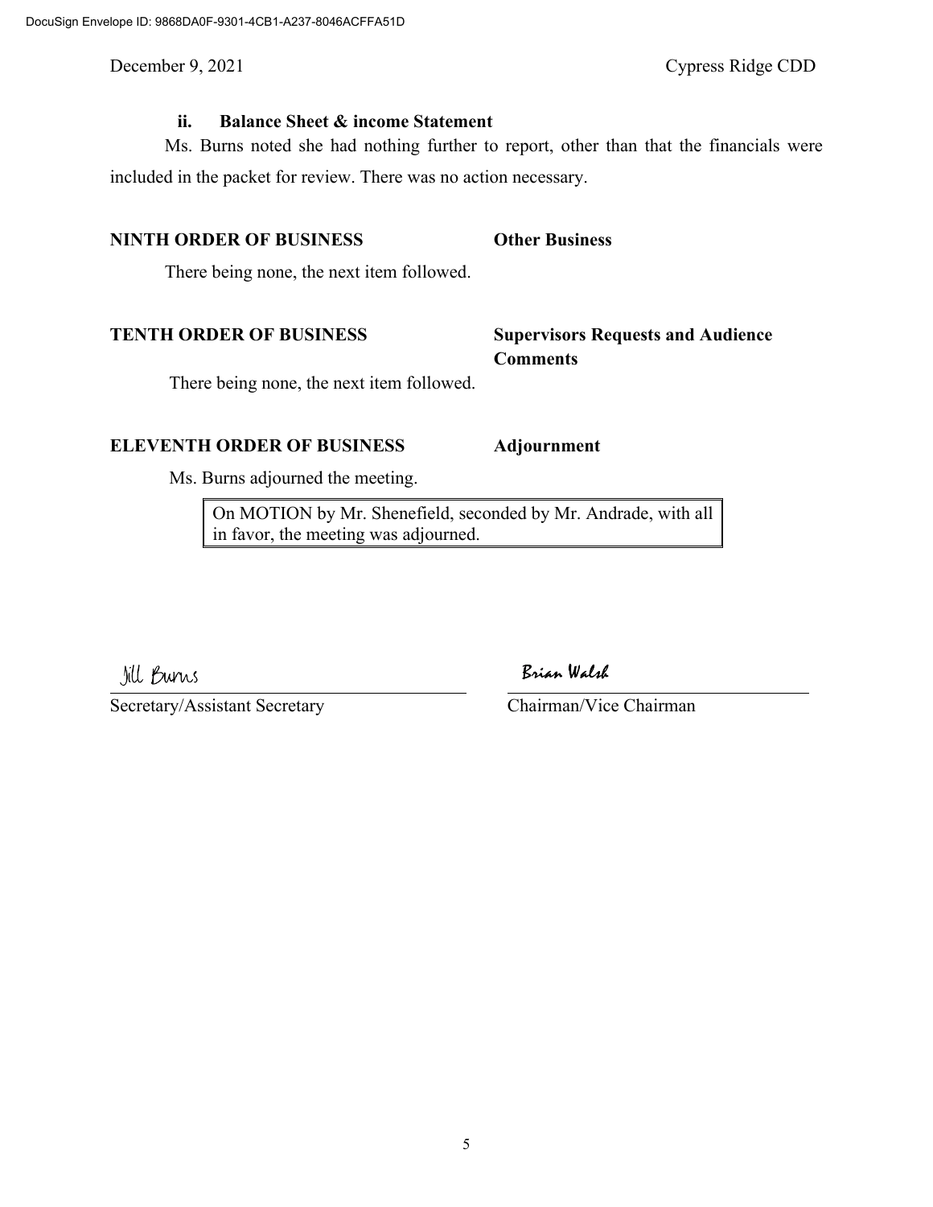**ii. Balance Sheet & income Statement**

Ms. Burns noted she had nothing further to report, other than that the financials were included in the packet for review. There was no action necessary.

**NINTH ORDER OF BUSINESS** **Other Business**

There being none, the next item followed.

**TENTH ORDER OF BUSINESS** **Supervisors Requests and Audience Comments**

There being none, the next item followed.

**ELEVENTH ORDER OF BUSINESS** **Adjournment**

Ms. Burns adjourned the meeting.

> On MOTION by Mr. Shenefield, seconded by Mr. Andrade, with all in favor, the meeting was adjourned.

Jill Burns
Secretary/Assistant Secretary

Brian Walsh
Chairman/Vice Chairman